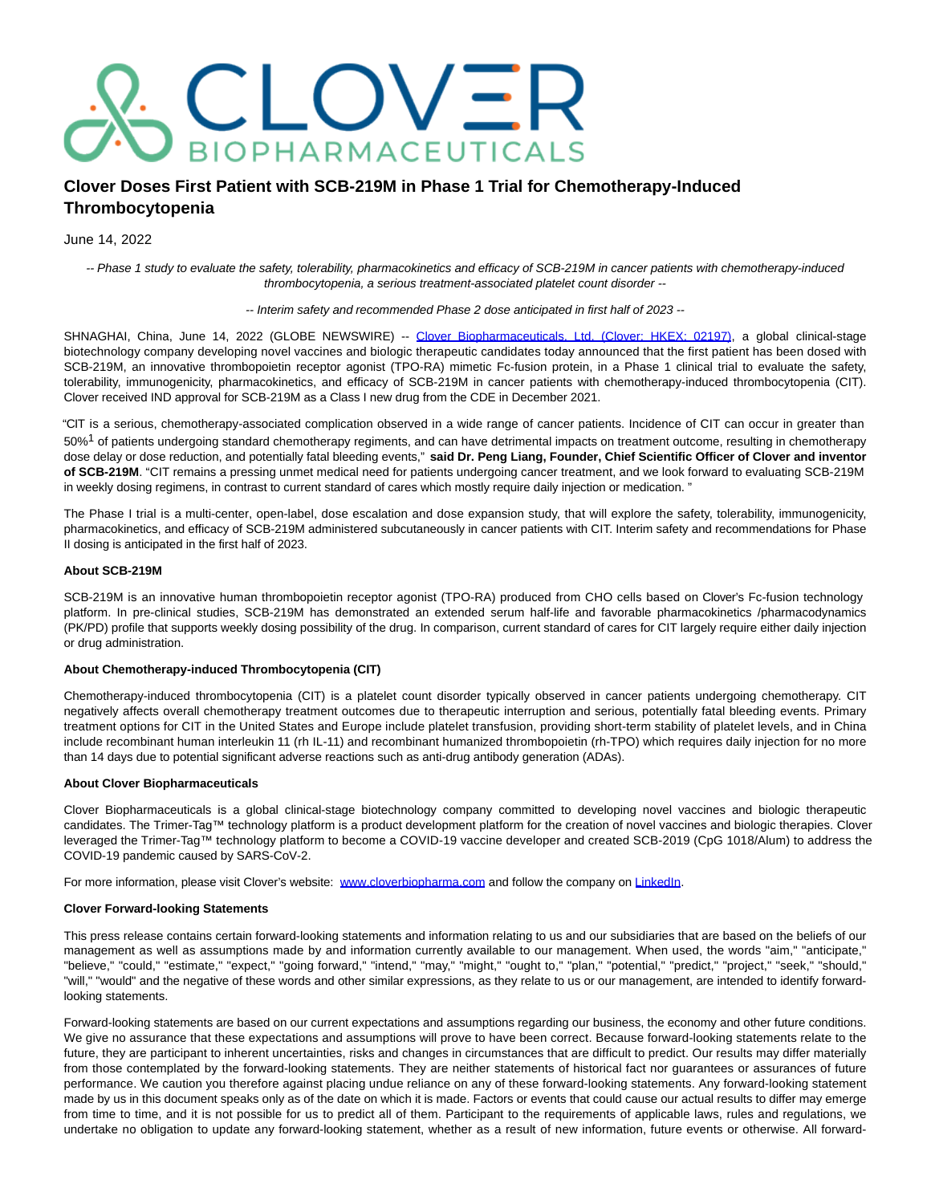# Clover Doses First Patient with SCB-219M in Phase 1 Trial for Chemotherapy-Induced Thrombocytopenia

June 14, 2022

*-- Phase 1 study to evaluate the safety, tolerability, pharmacokinetics and efficacy of SCB-219M in cancer patients with chemotherapy-induced thrombocytopenia, a serious treatment-associated platelet count disorder --*

*-- Interim safety and recommended Phase 2 dose anticipated in first half of 2023 --*

SHNAGHAI, China, June 14, 2022 (GLOBE NEWSWIRE) -- Clover Biopharmaceuticals, Ltd. (Clover; HKEX: 02197), a global clinical-stage biotechnology company developing novel vaccines and biologic therapeutic candidates today announced that the first patient has been dosed with SCB-219M, an innovative thrombopoietin receptor agonist (TPO-RA) mimetic Fc-fusion protein, in a Phase 1 clinical trial to evaluate the safety, tolerability, immunogenicity, pharmacokinetics, and efficacy of SCB-219M in cancer patients with chemotherapy-induced thrombocytopenia (CIT). Clover received IND approval for SCB-219M as a Class I new drug from the CDE in December 2021.

"CIT is a serious, chemotherapy-associated complication observed in a wide range of cancer patients. Incidence of CIT can occur in greater than 50%[1] of patients undergoing standard chemotherapy regiments, and can have detrimental impacts on treatment outcome, resulting in chemotherapy dose delay or dose reduction, and potentially fatal bleeding events," **said Dr. Peng Liang, Founder, Chief Scientific Officer of Clover and inventor of SCB-219M**. "CIT remains a pressing unmet medical need for patients undergoing cancer treatment, and we look forward to evaluating SCB-219M in weekly dosing regimens, in contrast to current standard of cares which mostly require daily injection or medication. "

The Phase I trial is a multi-center, open-label, dose escalation and dose expansion study, that will explore the safety, tolerability, immunogenicity, pharmacokinetics, and efficacy of SCB-219M administered subcutaneously in cancer patients with CIT. Interim safety and recommendations for Phase II dosing is anticipated in the first half of 2023.

**About SCB-219M**

SCB-219M is an innovative human thrombopoietin receptor agonist (TPO-RA) produced from CHO cells based on Clover's Fc-fusion technology platform. In pre-clinical studies, SCB-219M has demonstrated an extended serum half-life and favorable pharmacokinetics /pharmacodynamics (PK/PD) profile that supports weekly dosing possibility of the drug. In comparison, current standard of cares for CIT largely require either daily injection or drug administration.

**About Chemotherapy-induced Thrombocytopenia (CIT)**

Chemotherapy-induced thrombocytopenia (CIT) is a platelet count disorder typically observed in cancer patients undergoing chemotherapy. CIT negatively affects overall chemotherapy treatment outcomes due to therapeutic interruption and serious, potentially fatal bleeding events. Primary treatment options for CIT in the United States and Europe include platelet transfusion, providing short-term stability of platelet levels, and in China include recombinant human interleukin 11 (rh IL-11) and recombinant humanized thrombopoietin (rh-TPO) which requires daily injection for no more than 14 days due to potential significant adverse reactions such as anti-drug antibody generation (ADAs).

**About Clover Biopharmaceuticals**

Clover Biopharmaceuticals is a global clinical-stage biotechnology company committed to developing novel vaccines and biologic therapeutic candidates. The Trimer-Tag™ technology platform is a product development platform for the creation of novel vaccines and biologic therapies. Clover leveraged the Trimer-Tag™ technology platform to become a COVID-19 vaccine developer and created SCB-2019 (CpG 1018/Alum) to address the COVID-19 pandemic caused by SARS-CoV-2.

For more information, please visit Clover's website: www.cloverbiopharma.com and follow the company on LinkedIn.

**Clover Forward-looking Statements**

This press release contains certain forward-looking statements and information relating to us and our subsidiaries that are based on the beliefs of our management as well as assumptions made by and information currently available to our management. When used, the words "aim," "anticipate," "believe," "could," "estimate," "expect," "going forward," "intend," "may," "might," "ought to," "plan," "potential," "predict," "project," "seek," "should," "will," "would" and the negative of these words and other similar expressions, as they relate to us or our management, are intended to identify forward-looking statements.

Forward-looking statements are based on our current expectations and assumptions regarding our business, the economy and other future conditions. We give no assurance that these expectations and assumptions will prove to have been correct. Because forward-looking statements relate to the future, they are participant to inherent uncertainties, risks and changes in circumstances that are difficult to predict. Our results may differ materially from those contemplated by the forward-looking statements. They are neither statements of historical fact nor guarantees or assurances of future performance. We caution you therefore against placing undue reliance on any of these forward-looking statements. Any forward-looking statement made by us in this document speaks only as of the date on which it is made. Factors or events that could cause our actual results to differ may emerge from time to time, and it is not possible for us to predict all of them. Participant to the requirements of applicable laws, rules and regulations, we undertake no obligation to update any forward-looking statement, whether as a result of new information, future events or otherwise. All forward-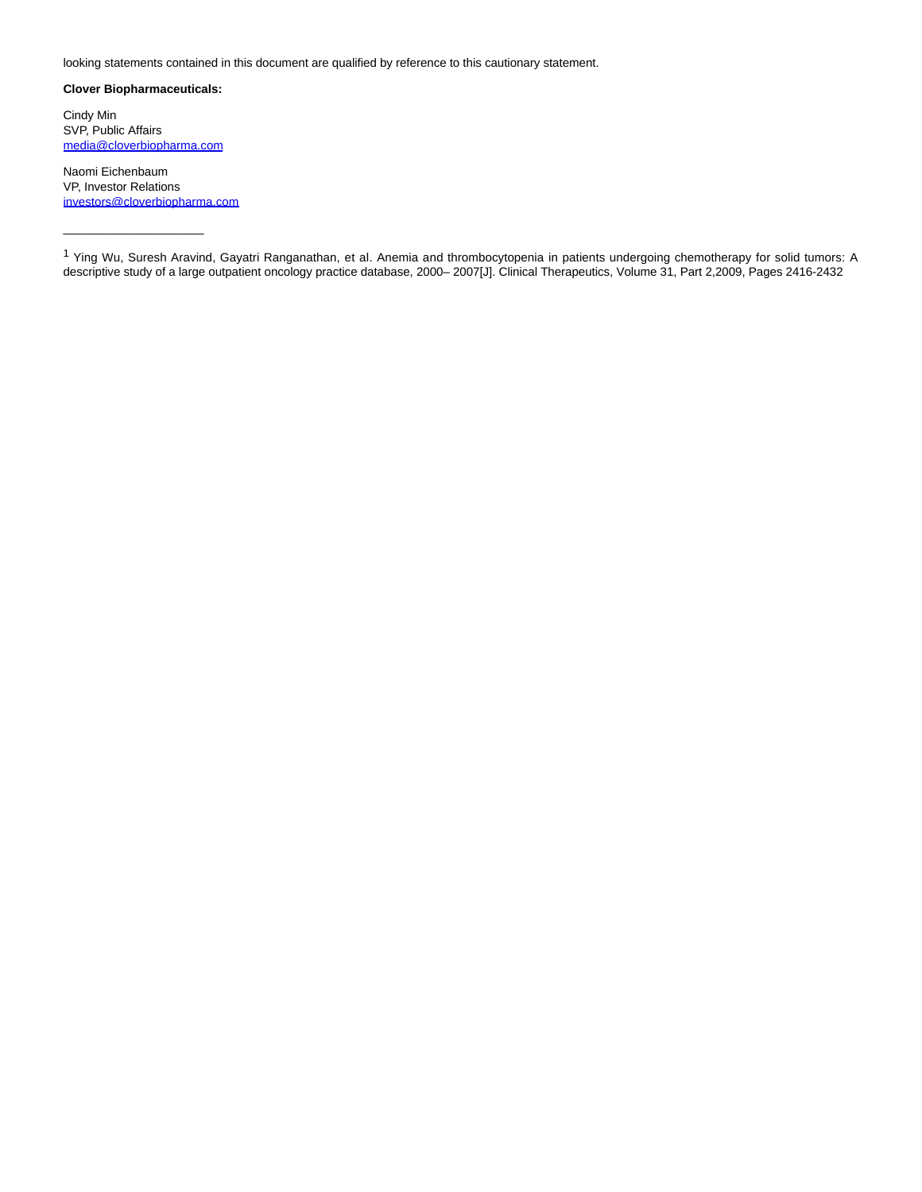looking statements contained in this document are qualified by reference to this cautionary statement.

**Clover Biopharmaceuticals:**

Cindy Min
SVP, Public Affairs
media@cloverbiopharma.com

Naomi Eichenbaum
VP, Investor Relations
investors@cloverbiopharma.com

---

[1] Ying Wu, Suresh Aravind, Gayatri Ranganathan, et al. Anemia and thrombocytopenia in patients undergoing chemotherapy for solid tumors: A descriptive study of a large outpatient oncology practice database, 2000– 2007[J]. Clinical Therapeutics, Volume 31, Part 2,2009, Pages 2416-2432